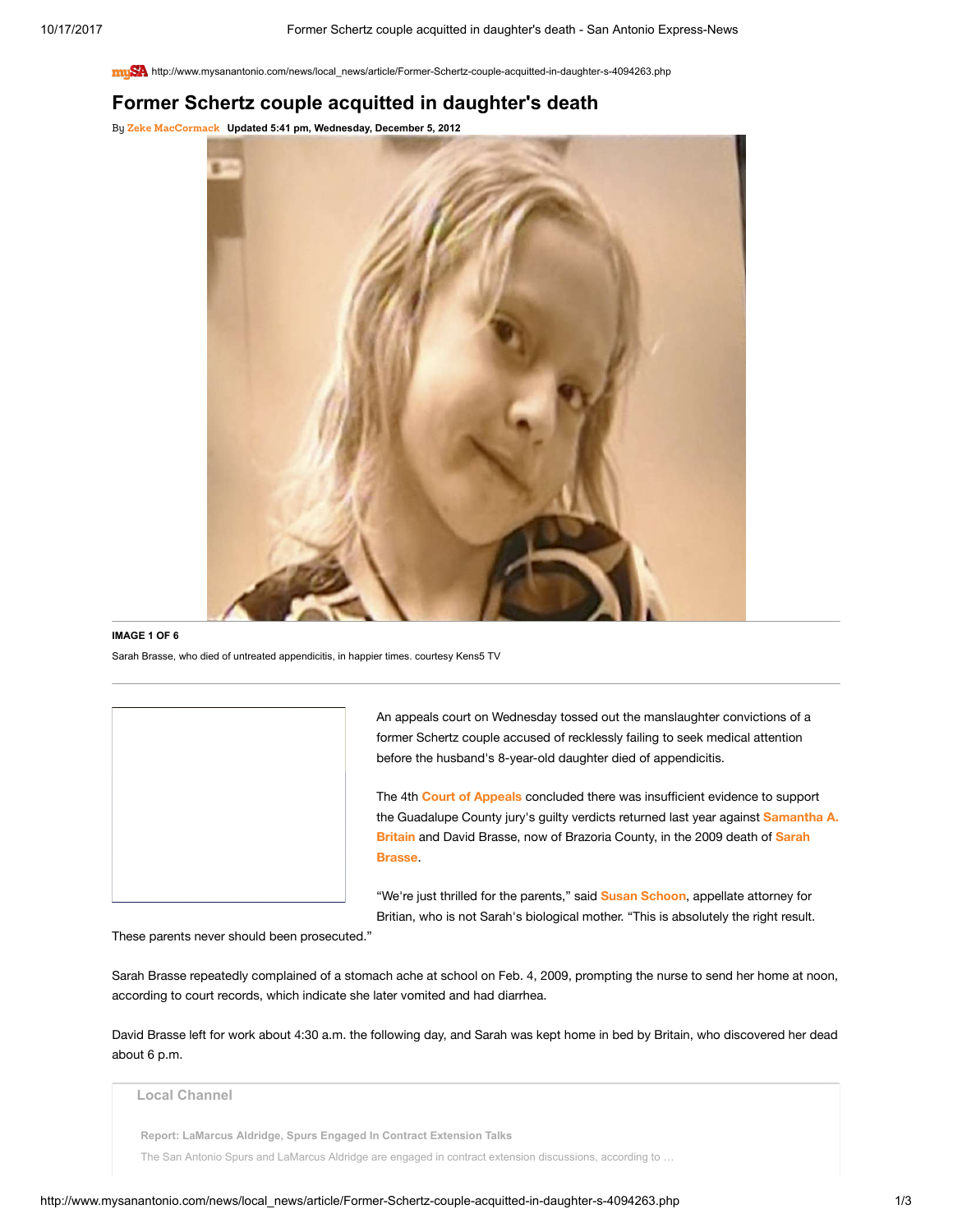http://www.mysanantonio.com/news/local_news/article/Former-Schertz-couple-acquitted-in-daughter-s-4094263.php

# Former Schertz couple acquitted in daughter's death

By Zeke MacCormack **Updated 5:41 pm, Wednesday, December 5, 2012**

**IMAGE 1 OF 6**

Sarah Brasse, who died of untreated appendicitis, in happier times. courtesy Kens5 TV

An appeals court on Wednesday tossed out the manslaughter convictions of a former Schertz couple accused of recklessly failing to seek medical attention before the husband's 8-year-old daughter died of appendicitis.

The 4th Court of Appeals concluded there was insufficient evidence to support the Guadalupe County jury's guilty verdicts returned last year against Samantha A. Britain and David Brasse, now of Brazoria County, in the 2009 death of Sarah Brasse.

"We're just thrilled for the parents," said Susan Schoon, appellate attorney for Britian, who is not Sarah's biological mother. "This is absolutely the right result. These parents never should been prosecuted."

Sarah Brasse repeatedly complained of a stomach ache at school on Feb. 4, 2009, prompting the nurse to send her home at noon, according to court records, which indicate she later vomited and had diarrhea.

David Brasse left for work about 4:30 a.m. the following day, and Sarah was kept home in bed by Britain, who discovered her dead about 6 p.m.

Local Channel

Report: LaMarcus Aldridge, Spurs Engaged In Contract Extension Talks

The San Antonio Spurs and LaMarcus Aldridge are engaged in contract extension discussions, according to …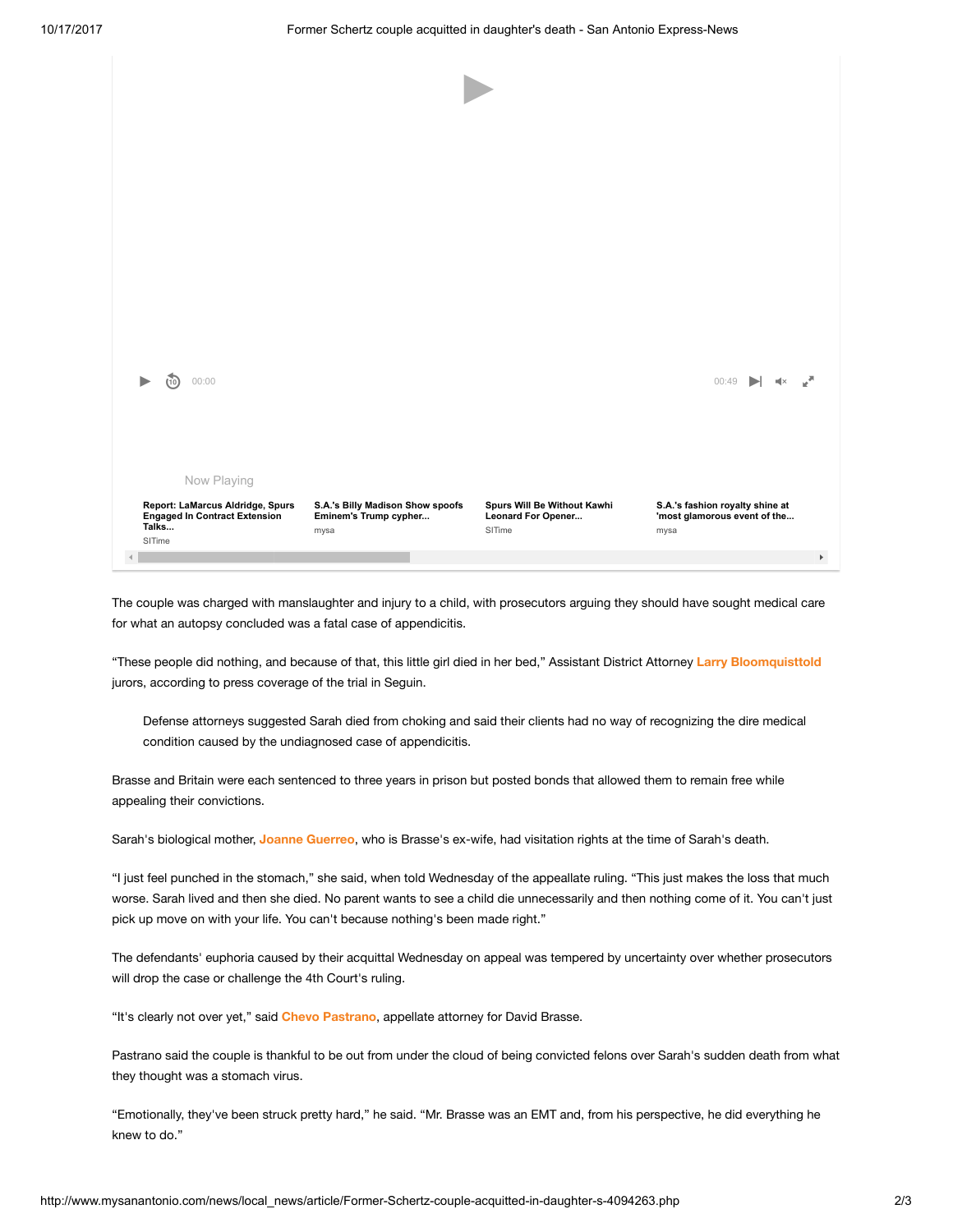The couple was charged with manslaughter and injury to a child, with prosecutors arguing they should have sought medical care for what an autopsy concluded was a fatal case of appendicitis.

"These people did nothing, and because of that, this little girl died in her bed," Assistant District Attorney Larry Bloomquisttold jurors, according to press coverage of the trial in Seguin.

> Defense attorneys suggested Sarah died from choking and said their clients had no way of recognizing the dire medical condition caused by the undiagnosed case of appendicitis.

Brasse and Britain were each sentenced to three years in prison but posted bonds that allowed them to remain free while appealing their convictions.

Sarah's biological mother, Joanne Guerreo, who is Brasse's ex-wife, had visitation rights at the time of Sarah's death.

"I just feel punched in the stomach," she said, when told Wednesday of the appellate ruling. "This just makes the loss that much worse. Sarah lived and then she died. No parent wants to see a child die unnecessarily and then nothing come of it. You can't just pick up move on with your life. You can't because nothing's been made right."

The defendants' euphoria caused by their acquittal Wednesday on appeal was tempered by uncertainty over whether prosecutors will drop the case or challenge the 4th Court's ruling.

"It's clearly not over yet," said Chevo Pastrano, appellate attorney for David Brasse.

Pastrano said the couple is thankful to be out from under the cloud of being convicted felons over Sarah's sudden death from what they thought was a stomach virus.

"Emotionally, they've been struck pretty hard," he said. "Mr. Brasse was an EMT and, from his perspective, he did everything he knew to do."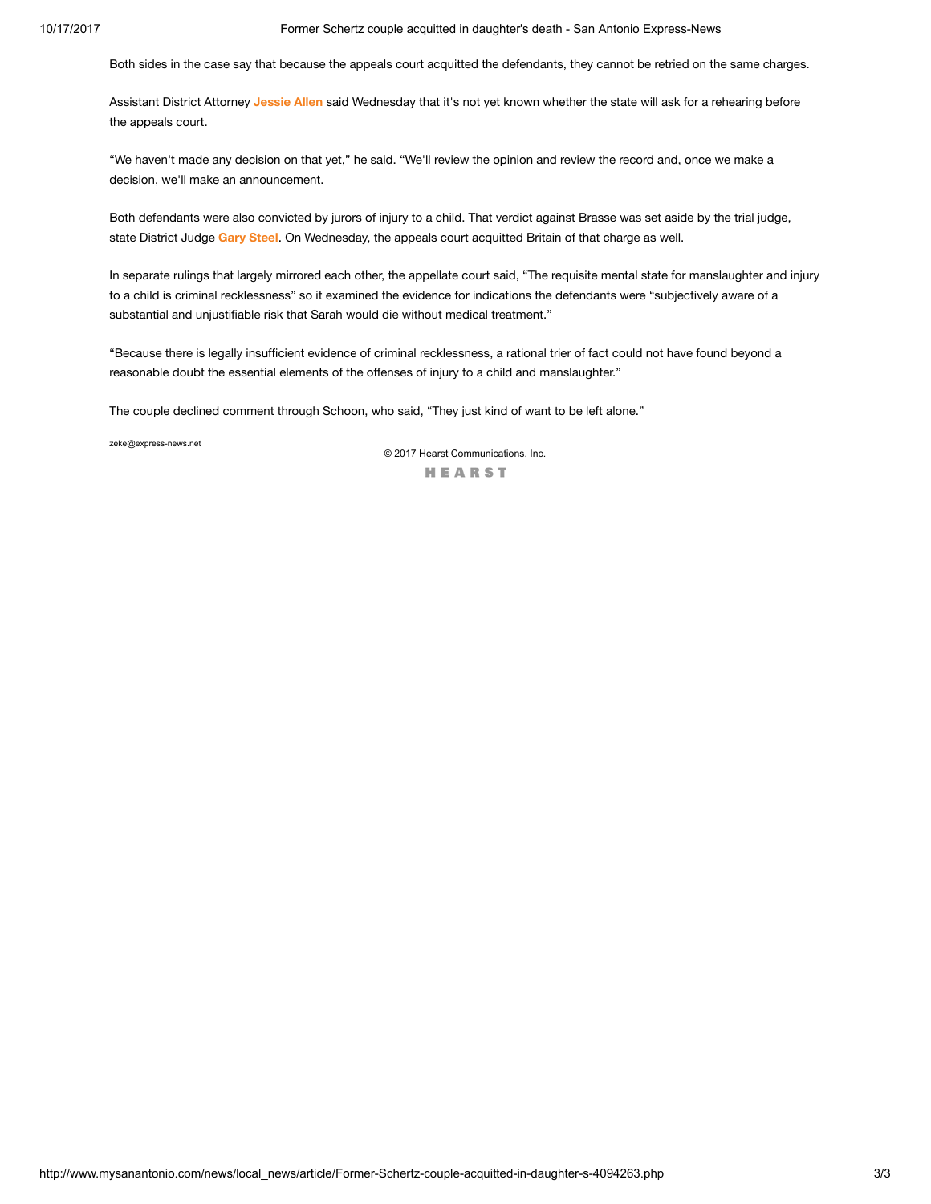Both sides in the case say that because the appeals court acquitted the defendants, they cannot be retried on the same charges.

Assistant District Attorney Jessie Allen said Wednesday that it's not yet known whether the state will ask for a rehearing before the appeals court.

“We haven't made any decision on that yet,” he said. “We'll review the opinion and review the record and, once we make a decision, we'll make an announcement.

Both defendants were also convicted by jurors of injury to a child. That verdict against Brasse was set aside by the trial judge, state District Judge Gary Steel. On Wednesday, the appeals court acquitted Britain of that charge as well.

In separate rulings that largely mirrored each other, the appellate court said, “The requisite mental state for manslaughter and injury to a child is criminal recklessness” so it examined the evidence for indications the defendants were “subjectively aware of a substantial and unjustifiable risk that Sarah would die without medical treatment.”

“Because there is legally insufficient evidence of criminal recklessness, a rational trier of fact could not have found beyond a reasonable doubt the essential elements of the offenses of injury to a child and manslaughter.”

The couple declined comment through Schoon, who said, “They just kind of want to be left alone.”

zeke@express-news.net

© 2017 Hearst Communications, Inc.

HEARST